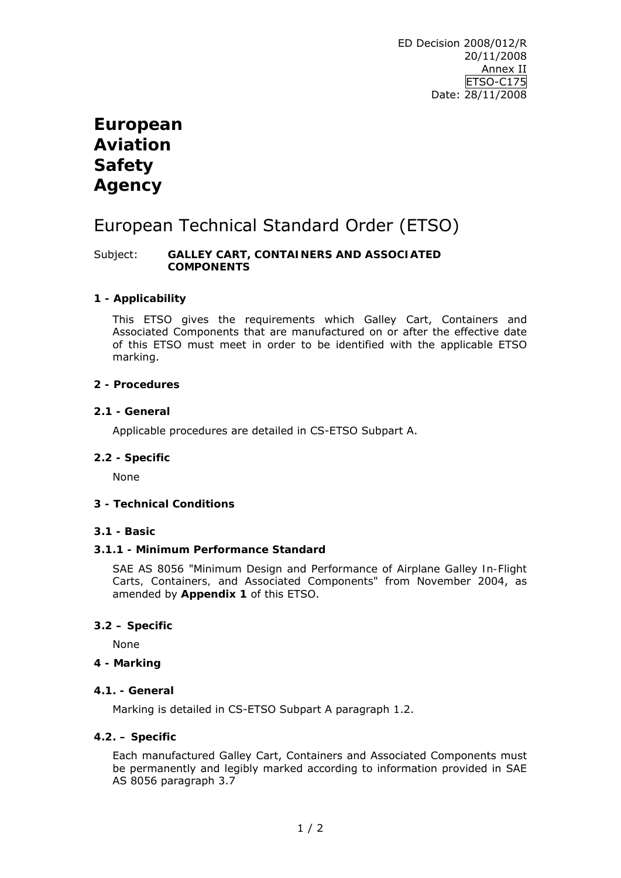ED Decision 2008/012/R
20/11/2008
Annex II
ETSO-C175
Date: 28/11/2008

# European Aviation Safety Agency

## European Technical Standard Order (ETSO)

Subject: **GALLEY CART, CONTAINERS AND ASSOCIATED COMPONENTS**

### 1 - Applicability

This ETSO gives the requirements which Galley Cart, Containers and Associated Components that are manufactured on or after the effective date of this ETSO must meet in order to be identified with the applicable ETSO marking.

### 2 - Procedures

#### 2.1 - General

Applicable procedures are detailed in CS-ETSO Subpart A.

#### 2.2 - Specific

None

### 3 - Technical Conditions

#### 3.1 - Basic

##### 3.1.1 - Minimum Performance Standard

SAE AS 8056 "Minimum Design and Performance of Airplane Galley In-Flight Carts, Containers, and Associated Components" from November 2004, as amended by **Appendix 1** of this ETSO.

#### 3.2 – Specific

None

### 4 - Marking

#### 4.1. - General

Marking is detailed in CS-ETSO Subpart A paragraph 1.2.

#### 4.2. – Specific

Each manufactured Galley Cart, Containers and Associated Components must be permanently and legibly marked according to information provided in SAE AS 8056 paragraph 3.7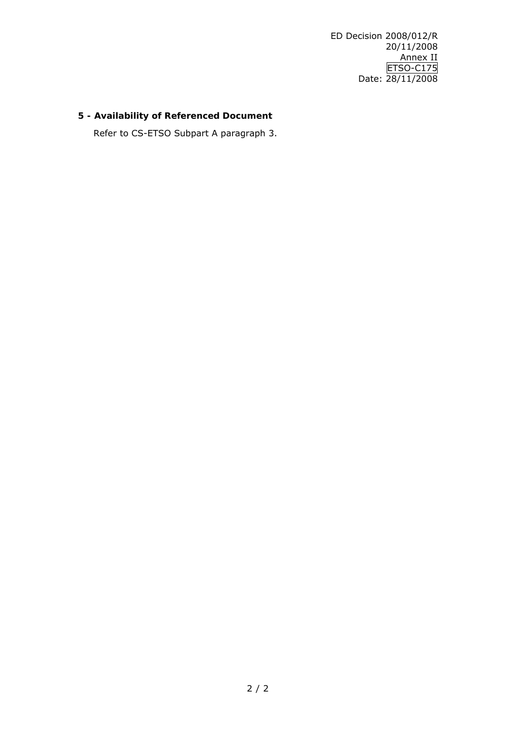## 5 - Availability of Referenced Document

Refer to CS-ETSO Subpart A paragraph 3.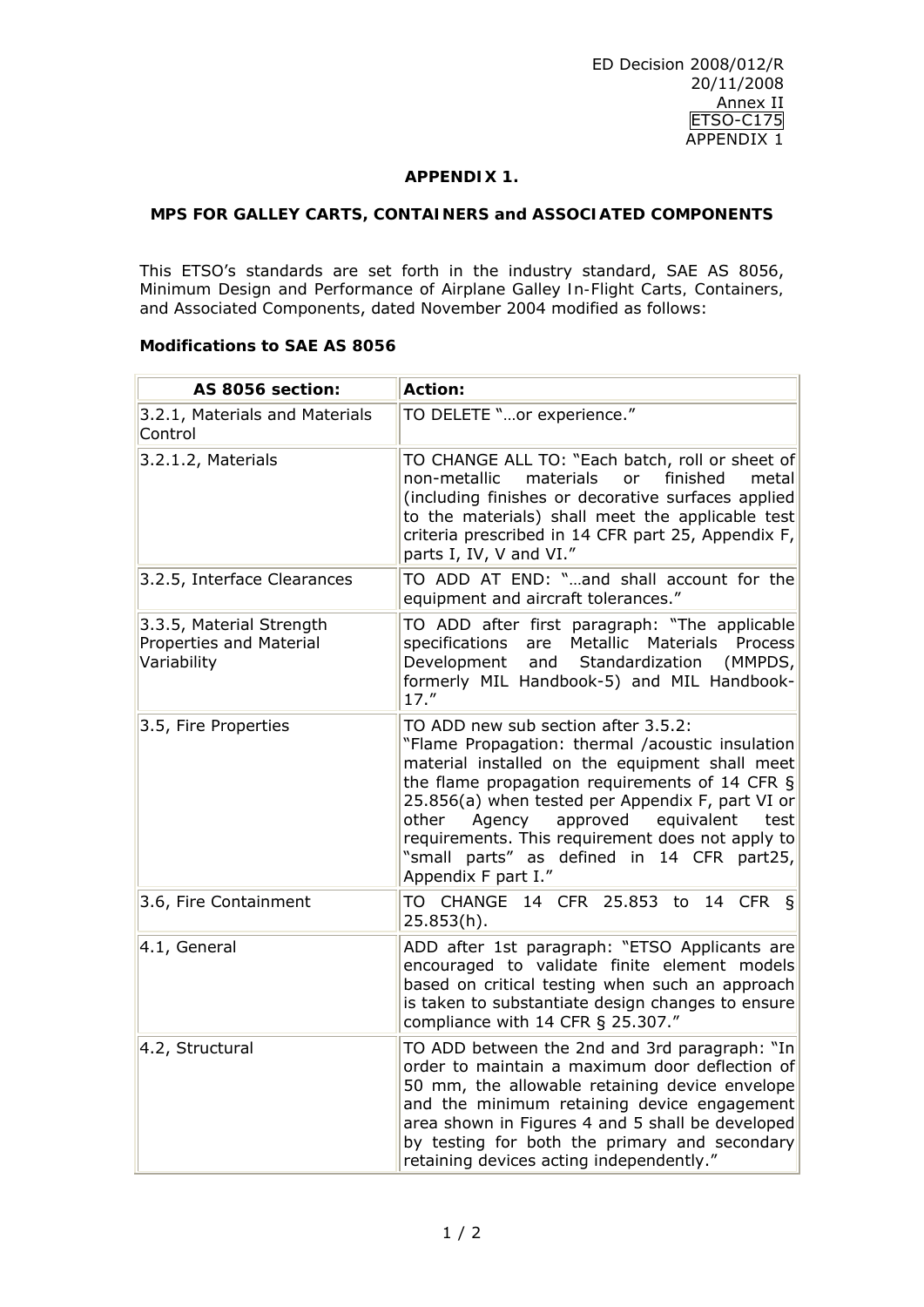ED Decision 2008/012/R
20/11/2008
Annex II
ETSO-C175
APPENDIX 1

## APPENDIX 1.

## MPS FOR GALLEY CARTS, CONTAINERS and ASSOCIATED COMPONENTS

This ETSO's standards are set forth in the industry standard, SAE AS 8056, Minimum Design and Performance of Airplane Galley In-Flight Carts, Containers, and Associated Components, dated November 2004 modified as follows:

**Modifications to SAE AS 8056**

| AS 8056 section: | Action: |
|---|---|
| 3.2.1, Materials and Materials Control | TO DELETE "…or experience." |
| 3.2.1.2, Materials | TO CHANGE ALL TO: "Each batch, roll or sheet of non-metallic materials or finished metal (including finishes or decorative surfaces applied to the materials) shall meet the applicable test criteria prescribed in 14 CFR part 25, Appendix F, parts I, IV, V and VI." |
| 3.2.5, Interface Clearances | TO ADD AT END: "…and shall account for the equipment and aircraft tolerances." |
| 3.3.5, Material Strength Properties and Material Variability | TO ADD after first paragraph: "The applicable specifications are Metallic Materials Process Development and Standardization (MMPDS, formerly MIL Handbook-5) and MIL Handbook-17." |
| 3.5, Fire Properties | TO ADD new sub section after 3.5.2: "Flame Propagation: thermal /acoustic insulation material installed on the equipment shall meet the flame propagation requirements of 14 CFR § 25.856(a) when tested per Appendix F, part VI or other Agency approved equivalent test requirements. This requirement does not apply to "small parts" as defined in 14 CFR part25, Appendix F part I." |
| 3.6, Fire Containment | TO CHANGE 14 CFR 25.853 to 14 CFR § 25.853(h). |
| 4.1, General | ADD after 1st paragraph: "ETSO Applicants are encouraged to validate finite element models based on critical testing when such an approach is taken to substantiate design changes to ensure compliance with 14 CFR § 25.307." |
| 4.2, Structural | TO ADD between the 2nd and 3rd paragraph: "In order to maintain a maximum door deflection of 50 mm, the allowable retaining device envelope and the minimum retaining device engagement area shown in Figures 4 and 5 shall be developed by testing for both the primary and secondary retaining devices acting independently." |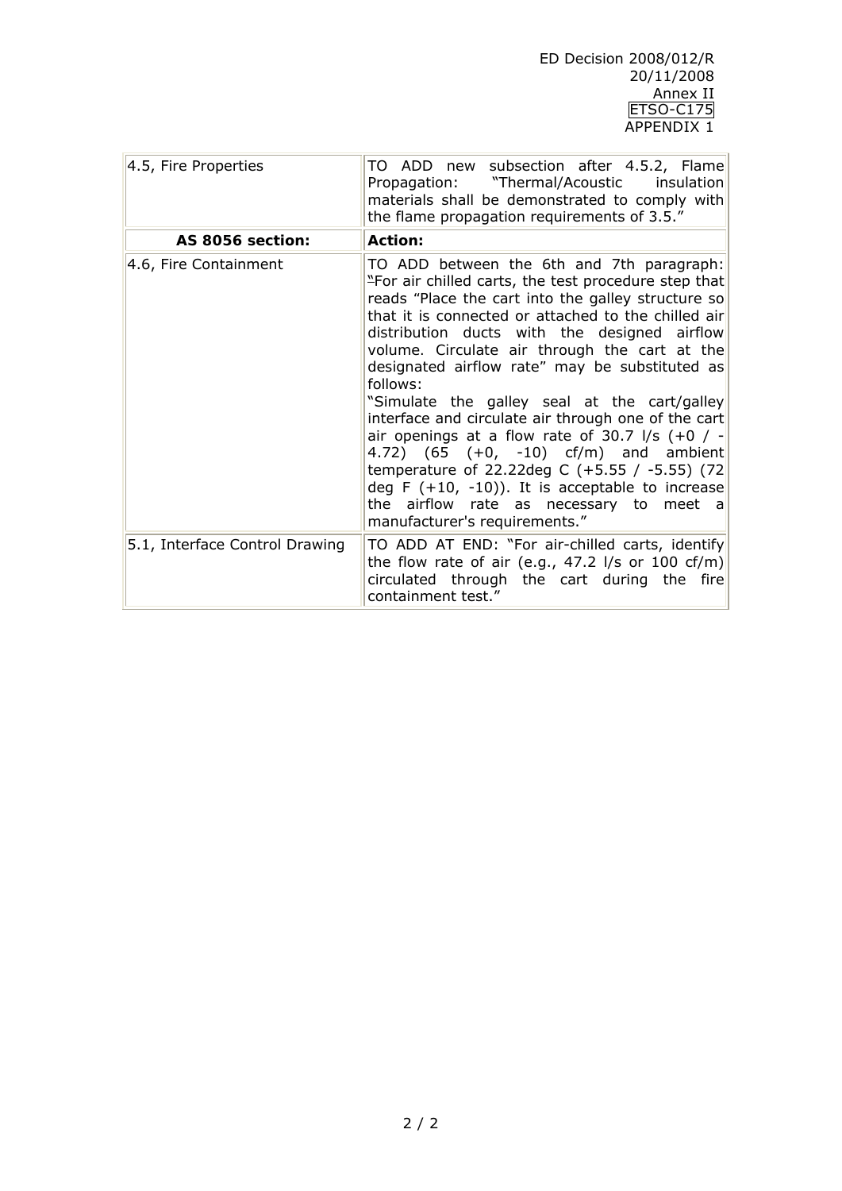| | |
|---|---|
| 4.5, Fire Properties | TO ADD new subsection after 4.5.2, Flame Propagation: "Thermal/Acoustic insulation materials shall be demonstrated to comply with the flame propagation requirements of 3.5." |
| **AS 8056 section:** | **Action:** |
| 4.6, Fire Containment | TO ADD between the 6th and 7th paragraph: "For air chilled carts, the test procedure step that reads "Place the cart into the galley structure so that it is connected or attached to the chilled air distribution ducts with the designed airflow volume. Circulate air through the cart at the designated airflow rate" may be substituted as follows:<br>"Simulate the galley seal at the cart/galley interface and circulate air through one of the cart air openings at a flow rate of 30.7 l/s (+0 / -4.72) (65 (+0, -10) cf/m) and ambient temperature of 22.22deg C (+5.55 / -5.55) (72 deg F (+10, -10)). It is acceptable to increase the airflow rate as necessary to meet a manufacturer's requirements." |
| 5.1, Interface Control Drawing | TO ADD AT END: "For air-chilled carts, identify the flow rate of air (e.g., 47.2 l/s or 100 cf/m) circulated through the cart during the fire containment test." |